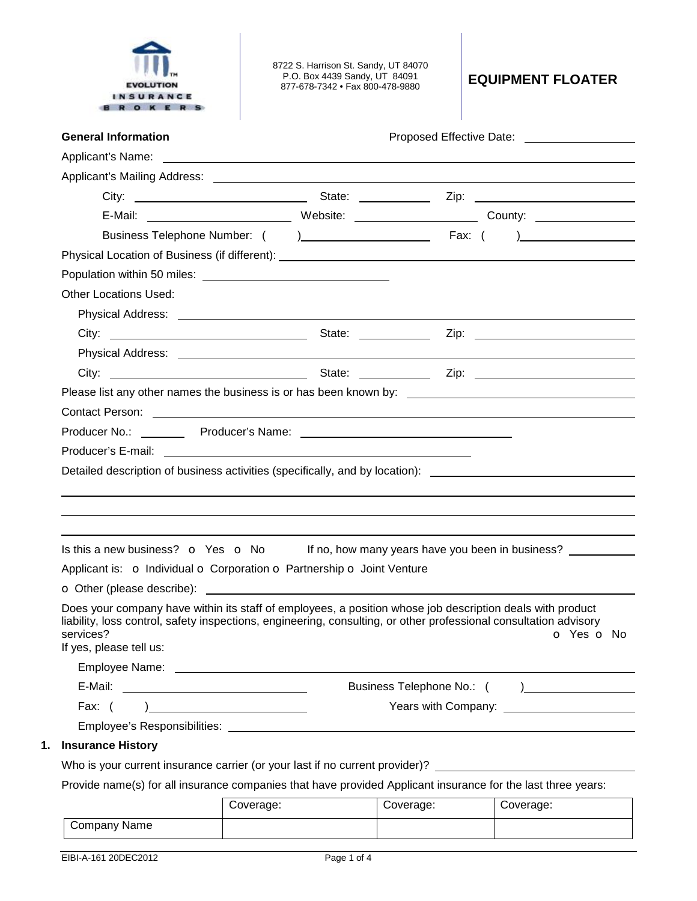EVOLUTION INSURANCE BROKERS

8722 S. Harrison St. Sandy, UT 84070
P.O. Box 4439 Sandy, UT 84091
877-678-7342 • Fax 800-478-9880

# EQUIPMENT FLOATER

**General Information** Proposed Effective Date: ______________

Applicant's Name: ______________________________________________

Applicant's Mailing Address: ______________________________________________

City: ______________ State: ________ Zip: ______________

E-Mail: ______________ Website: ______________ County: ______________

Business Telephone Number: ( ) ______________ Fax: ( ) ______________

Physical Location of Business (if different): ______________________________________________

Population within 50 miles: ______________

Other Locations Used:

Physical Address: ______________________________________________

City: ______________ State: ________ Zip: ______________

Physical Address: ______________________________________________

City: ______________ State: ________ Zip: ______________

Please list any other names the business is or has been known by: ______________

Contact Person: ______________________________________________

Producer No.: ________ Producer's Name: ______________

Producer's E-mail: ______________

Detailed description of business activities (specifically, and by location): ______________

______________________________________________

______________________________________________

______________________________________________

Is this a new business? o Yes o No  If no, how many years have you been in business? ________

Applicant is: o Individual o Corporation o Partnership o Joint Venture

o Other (please describe): ______________

Does your company have within its staff of employees, a position whose job description deals with product liability, loss control, safety inspections, engineering, consulting, or other professional consultation advisory services? o Yes o No

If yes, please tell us:

Employee Name: ______________________________________________

E-Mail: ______________ Business Telephone No.: ( ) ______________

Fax: ( ) ______________ Years with Company: ______________

Employee's Responsibilities: ______________________________________________

## 1. Insurance History

Who is your current insurance carrier (or your last if no current provider)? ______________

Provide name(s) for all insurance companies that have provided Applicant insurance for the last three years:

| | Coverage: | Coverage: | Coverage: |
|---|---|---|---|
| Company Name | | | |

EIBI-A-161 20DEC2012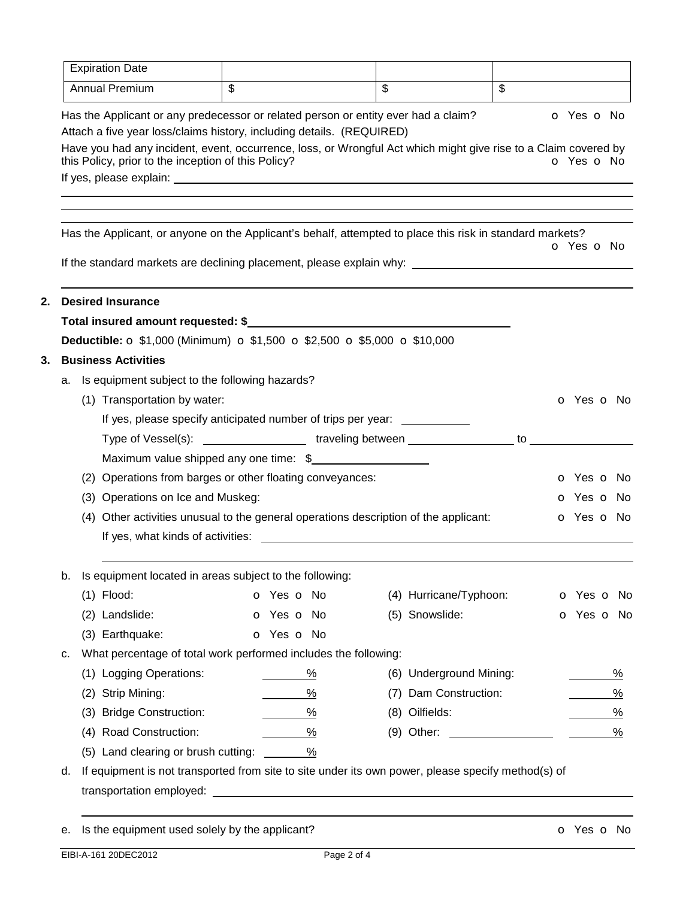| Expiration Date | | | |
|---|---|---|---|
| Annual Premium | $ | $ | $ |

Has the Applicant or any predecessor or related person or entity ever had a claim? o Yes o No

Attach a five year loss/claims history, including details. (REQUIRED)

Have you had any incident, event, occurrence, loss, or Wrongful Act which might give rise to a Claim covered by this Policy, prior to the inception of this Policy? o Yes o No

If yes, please explain: ______________________________

Has the Applicant, or anyone on the Applicant's behalf, attempted to place this risk in standard markets? o Yes o No

If the standard markets are declining placement, please explain why: ______________________________

## 2. Desired Insurance

**Total insured amount requested: $**______________________________

**Deductible:** o $1,000 (Minimum) o $1,500 o $2,500 o $5,000 o $10,000

## 3. Business Activities

a. Is equipment subject to the following hazards?

(1) Transportation by water: o Yes o No

If yes, please specify anticipated number of trips per year: ___________

Type of Vessel(s): ________________ traveling between ________________ to ________________

Maximum value shipped any one time: $__________________

(2) Operations from barges or other floating conveyances: o Yes o No

(3) Operations on Ice and Muskeg: o Yes o No

(4) Other activities unusual to the general operations description of the applicant: o Yes o No

If yes, what kinds of activities: ______________________________

b. Is equipment located in areas subject to the following:

(1) Flood: o Yes o No

(2) Landslide: o Yes o No

(3) Earthquake: o Yes o No

(4) Hurricane/Typhoon: o Yes o No

(5) Snowslide: o Yes o No

c. What percentage of total work performed includes the following:

(1) Logging Operations: ______ %

(2) Strip Mining: ______ %

(3) Bridge Construction: ______ %

(4) Road Construction: ______ %

(5) Land clearing or brush cutting: ______ %

(6) Underground Mining: ______ %

(7) Dam Construction: ______ %

(8) Oilfields: ______ %

(9) Other: ________________ ______ %

d. If equipment is not transported from site to site under its own power, please specify method(s) of transportation employed: ______________________________

e. Is the equipment used solely by the applicant? o Yes o No

EIBI-A-161 20DEC2012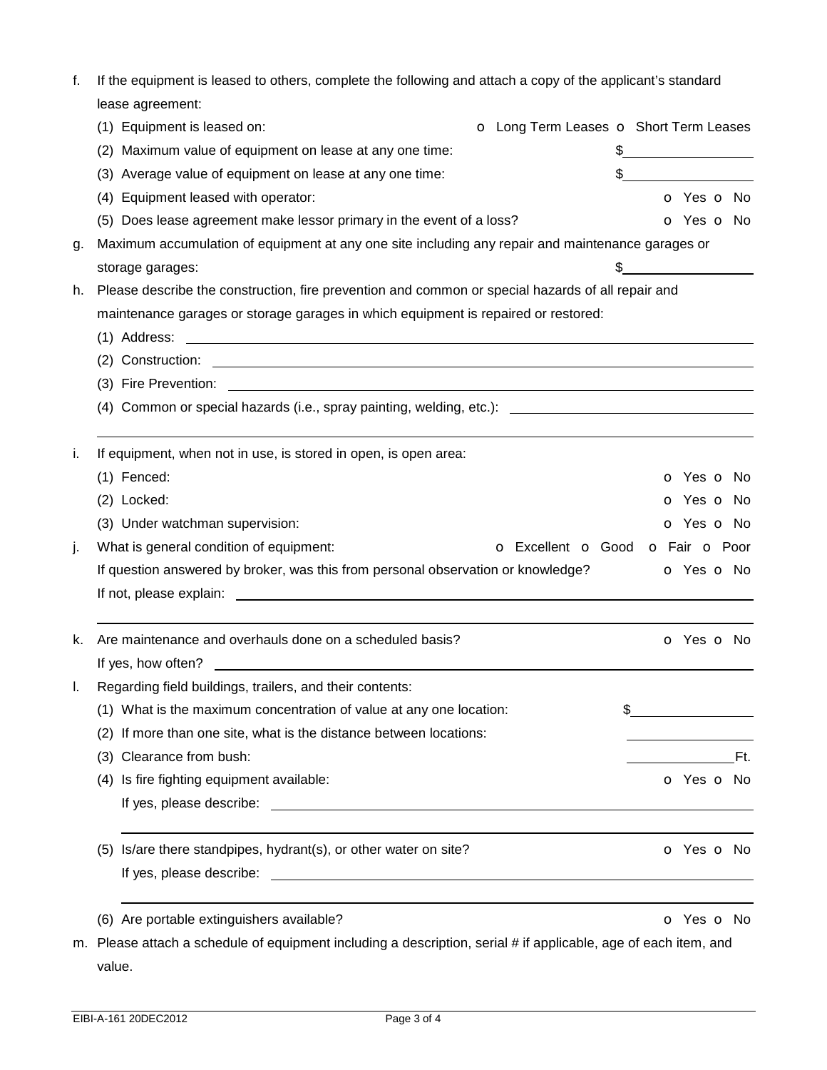f. If the equipment is leased to others, complete the following and attach a copy of the applicant's standard lease agreement:

   (1) Equipment is leased on: o Long Term Leases o Short Term Leases

   (2) Maximum value of equipment on lease at any one time: $\_\_\_\_\_\_\_\_\_\_\_\_

   (3) Average value of equipment on lease at any one time: $\_\_\_\_\_\_\_\_\_\_\_\_

   (4) Equipment leased with operator: o Yes o No

   (5) Does lease agreement make lessor primary in the event of a loss? o Yes o No

g. Maximum accumulation of equipment at any one site including any repair and maintenance garages or storage garages: $\_\_\_\_\_\_\_\_\_\_\_\_

h. Please describe the construction, fire prevention and common or special hazards of all repair and maintenance garages or storage garages in which equipment is repaired or restored:

   (1) Address: \_\_\_\_\_\_\_\_\_\_\_\_\_\_\_\_\_\_\_\_\_\_\_\_

   (2) Construction: \_\_\_\_\_\_\_\_\_\_\_\_\_\_\_\_\_\_\_\_\_\_\_\_

   (3) Fire Prevention: \_\_\_\_\_\_\_\_\_\_\_\_\_\_\_\_\_\_\_\_\_\_\_\_

   (4) Common or special hazards (i.e., spray painting, welding, etc.): \_\_\_\_\_\_\_\_\_\_\_\_\_\_\_\_\_\_\_\_\_\_\_\_

i. If equipment, when not in use, is stored in open, is open area:

   (1) Fenced: o Yes o No

   (2) Locked: o Yes o No

   (3) Under watchman supervision: o Yes o No

j. What is general condition of equipment: o Excellent o Good o Fair o Poor

   If question answered by broker, was this from personal observation or knowledge? o Yes o No

   If not, please explain: \_\_\_\_\_\_\_\_\_\_\_\_\_\_\_\_\_\_\_\_\_\_\_\_

k. Are maintenance and overhauls done on a scheduled basis? o Yes o No

   If yes, how often? \_\_\_\_\_\_\_\_\_\_\_\_\_\_\_\_\_\_\_\_\_\_\_\_

l. Regarding field buildings, trailers, and their contents:

   (1) What is the maximum concentration of value at any one location: $\_\_\_\_\_\_\_\_\_\_\_\_

   (2) If more than one site, what is the distance between locations: \_\_\_\_\_\_\_\_\_\_\_\_

   (3) Clearance from bush: \_\_\_\_\_\_\_\_\_\_\_\_Ft.

   (4) Is fire fighting equipment available: o Yes o No

   If yes, please describe: \_\_\_\_\_\_\_\_\_\_\_\_\_\_\_\_\_\_\_\_\_\_\_\_

   (5) Is/are there standpipes, hydrant(s), or other water on site? o Yes o No

   If yes, please describe: \_\_\_\_\_\_\_\_\_\_\_\_\_\_\_\_\_\_\_\_\_\_\_\_

   (6) Are portable extinguishers available? o Yes o No

m. Please attach a schedule of equipment including a description, serial # if applicable, age of each item, and value.

EIBI-A-161 20DEC2012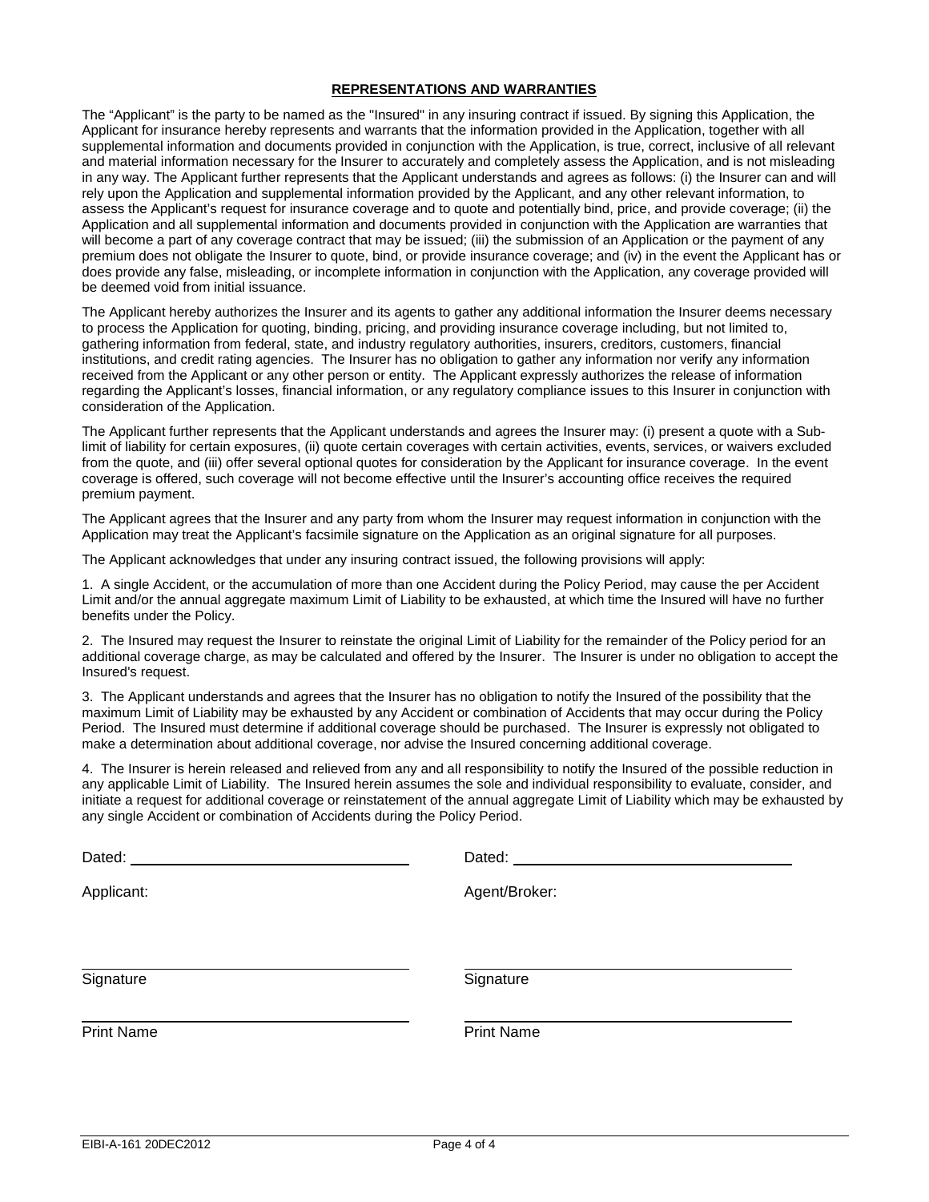## REPRESENTATIONS AND WARRANTIES

The "Applicant" is the party to be named as the "Insured" in any insuring contract if issued. By signing this Application, the Applicant for insurance hereby represents and warrants that the information provided in the Application, together with all supplemental information and documents provided in conjunction with the Application, is true, correct, inclusive of all relevant and material information necessary for the Insurer to accurately and completely assess the Application, and is not misleading in any way. The Applicant further represents that the Applicant understands and agrees as follows: (i) the Insurer can and will rely upon the Application and supplemental information provided by the Applicant, and any other relevant information, to assess the Applicant's request for insurance coverage and to quote and potentially bind, price, and provide coverage; (ii) the Application and all supplemental information and documents provided in conjunction with the Application are warranties that will become a part of any coverage contract that may be issued; (iii) the submission of an Application or the payment of any premium does not obligate the Insurer to quote, bind, or provide insurance coverage; and (iv) in the event the Applicant has or does provide any false, misleading, or incomplete information in conjunction with the Application, any coverage provided will be deemed void from initial issuance.

The Applicant hereby authorizes the Insurer and its agents to gather any additional information the Insurer deems necessary to process the Application for quoting, binding, pricing, and providing insurance coverage including, but not limited to, gathering information from federal, state, and industry regulatory authorities, insurers, creditors, customers, financial institutions, and credit rating agencies. The Insurer has no obligation to gather any information nor verify any information received from the Applicant or any other person or entity. The Applicant expressly authorizes the release of information regarding the Applicant's losses, financial information, or any regulatory compliance issues to this Insurer in conjunction with consideration of the Application.

The Applicant further represents that the Applicant understands and agrees the Insurer may: (i) present a quote with a Sub-limit of liability for certain exposures, (ii) quote certain coverages with certain activities, events, services, or waivers excluded from the quote, and (iii) offer several optional quotes for consideration by the Applicant for insurance coverage. In the event coverage is offered, such coverage will not become effective until the Insurer's accounting office receives the required premium payment.

The Applicant agrees that the Insurer and any party from whom the Insurer may request information in conjunction with the Application may treat the Applicant's facsimile signature on the Application as an original signature for all purposes.

The Applicant acknowledges that under any insuring contract issued, the following provisions will apply:

1. A single Accident, or the accumulation of more than one Accident during the Policy Period, may cause the per Accident Limit and/or the annual aggregate maximum Limit of Liability to be exhausted, at which time the Insured will have no further benefits under the Policy.

2. The Insured may request the Insurer to reinstate the original Limit of Liability for the remainder of the Policy period for an additional coverage charge, as may be calculated and offered by the Insurer. The Insurer is under no obligation to accept the Insured's request.

3. The Applicant understands and agrees that the Insurer has no obligation to notify the Insured of the possibility that the maximum Limit of Liability may be exhausted by any Accident or combination of Accidents that may occur during the Policy Period. The Insured must determine if additional coverage should be purchased. The Insurer is expressly not obligated to make a determination about additional coverage, nor advise the Insured concerning additional coverage.

4. The Insurer is herein released and relieved from any and all responsibility to notify the Insured of the possible reduction in any applicable Limit of Liability. The Insured herein assumes the sole and individual responsibility to evaluate, consider, and initiate a request for additional coverage or reinstatement of the annual aggregate Limit of Liability which may be exhausted by any single Accident or combination of Accidents during the Policy Period.

Dated: ______________________________

Applicant:

______________________________
Signature

______________________________
Print Name

Dated: ______________________________

Agent/Broker:

______________________________
Signature

______________________________
Print Name

EIBI-A-161 20DEC2012